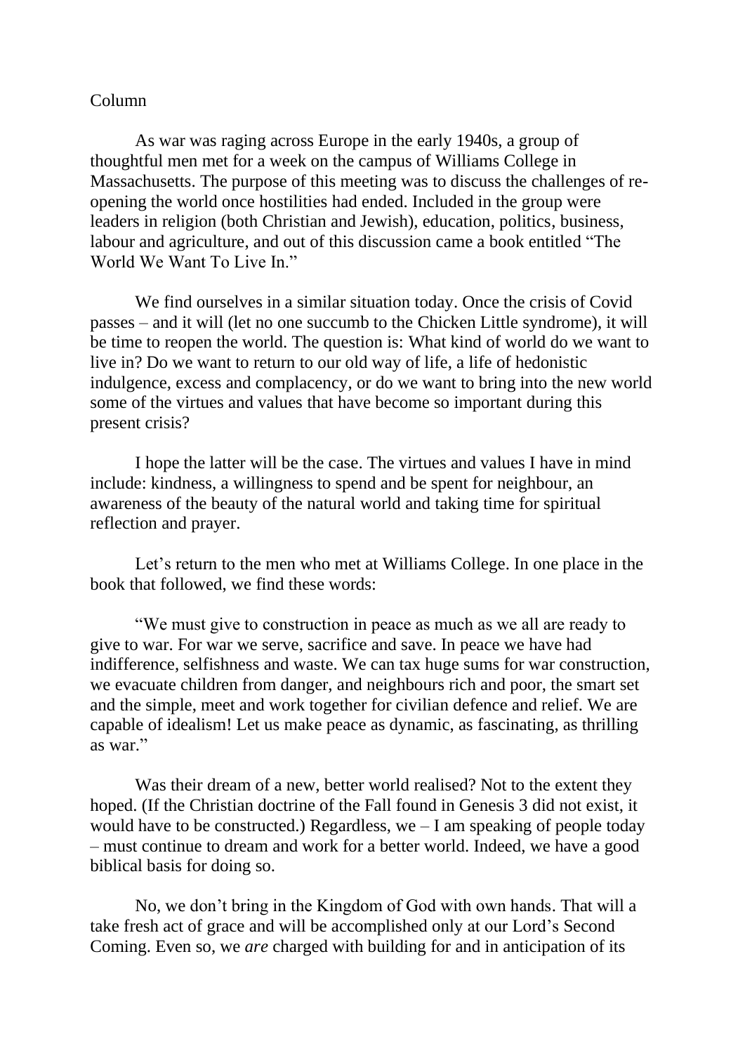Column

As war was raging across Europe in the early 1940s, a group of thoughtful men met for a week on the campus of Williams College in Massachusetts. The purpose of this meeting was to discuss the challenges of re-opening the world once hostilities had ended. Included in the group were leaders in religion (both Christian and Jewish), education, politics, business, labour and agriculture, and out of this discussion came a book entitled "The World We Want To Live In."

We find ourselves in a similar situation today. Once the crisis of Covid passes – and it will (let no one succumb to the Chicken Little syndrome), it will be time to reopen the world. The question is: What kind of world do we want to live in? Do we want to return to our old way of life, a life of hedonistic indulgence, excess and complacency, or do we want to bring into the new world some of the virtues and values that have become so important during this present crisis?

I hope the latter will be the case. The virtues and values I have in mind include: kindness, a willingness to spend and be spent for neighbour, an awareness of the beauty of the natural world and taking time for spiritual reflection and prayer.

Let's return to the men who met at Williams College. In one place in the book that followed, we find these words:

"We must give to construction in peace as much as we all are ready to give to war. For war we serve, sacrifice and save. In peace we have had indifference, selfishness and waste. We can tax huge sums for war construction, we evacuate children from danger, and neighbours rich and poor, the smart set and the simple, meet and work together for civilian defence and relief. We are capable of idealism! Let us make peace as dynamic, as fascinating, as thrilling as war."

Was their dream of a new, better world realised? Not to the extent they hoped. (If the Christian doctrine of the Fall found in Genesis 3 did not exist, it would have to be constructed.) Regardless, we – I am speaking of people today – must continue to dream and work for a better world. Indeed, we have a good biblical basis for doing so.

No, we don't bring in the Kingdom of God with own hands. That will a take fresh act of grace and will be accomplished only at our Lord's Second Coming. Even so, we *are* charged with building for and in anticipation of its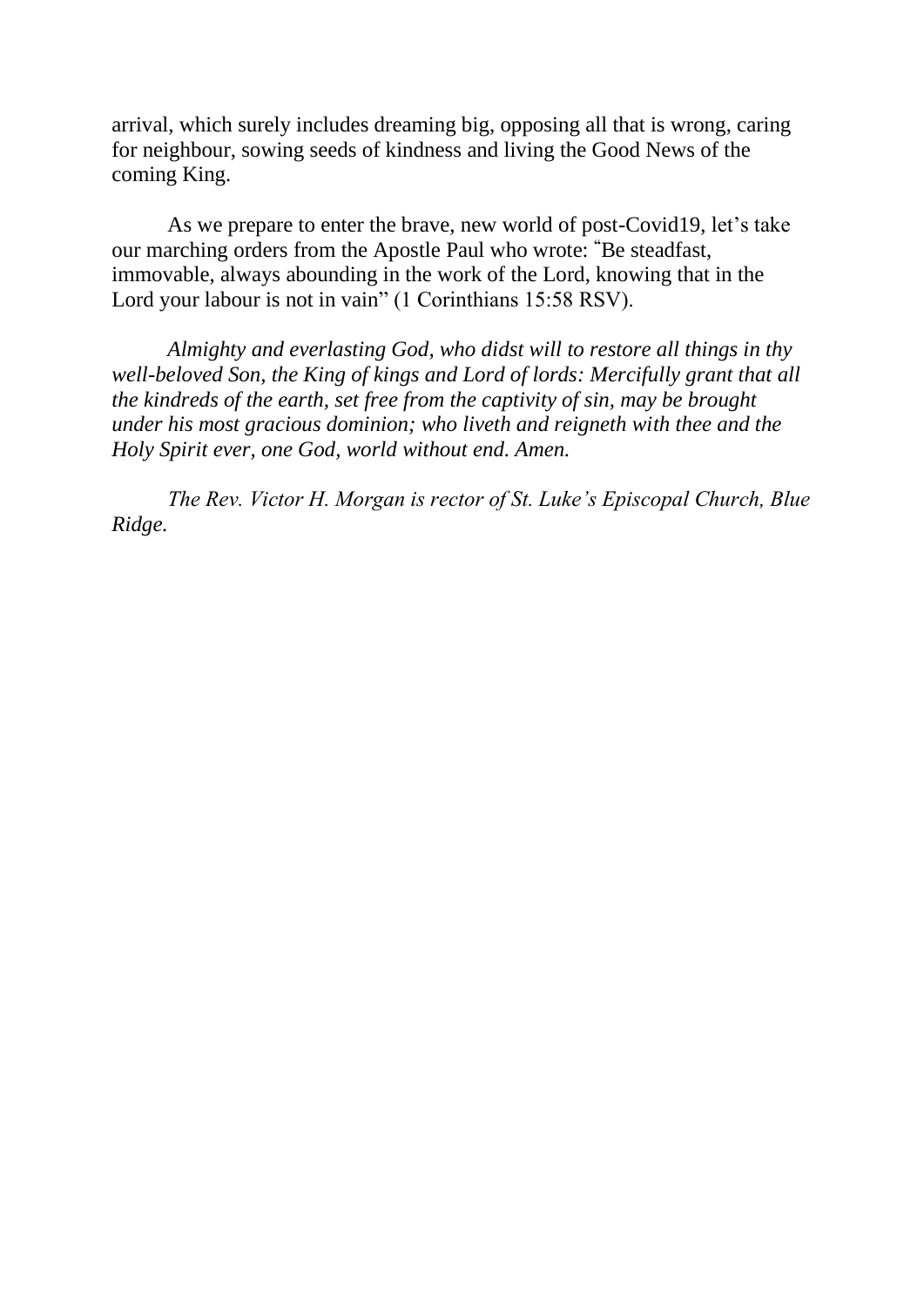arrival, which surely includes dreaming big, opposing all that is wrong, caring for neighbour, sowing seeds of kindness and living the Good News of the coming King.

As we prepare to enter the brave, new world of post-Covid19, let's take our marching orders from the Apostle Paul who wrote: "Be steadfast, immovable, always abounding in the work of the Lord, knowing that in the Lord your labour is not in vain" (1 Corinthians 15:58 RSV).

*Almighty and everlasting God, who didst will to restore all things in thy well-beloved Son, the King of kings and Lord of lords: Mercifully grant that all the kindreds of the earth, set free from the captivity of sin, may be brought under his most gracious dominion; who liveth and reigneth with thee and the Holy Spirit ever, one God, world without end. Amen.*

*The Rev. Victor H. Morgan is rector of St. Luke's Episcopal Church, Blue Ridge.*